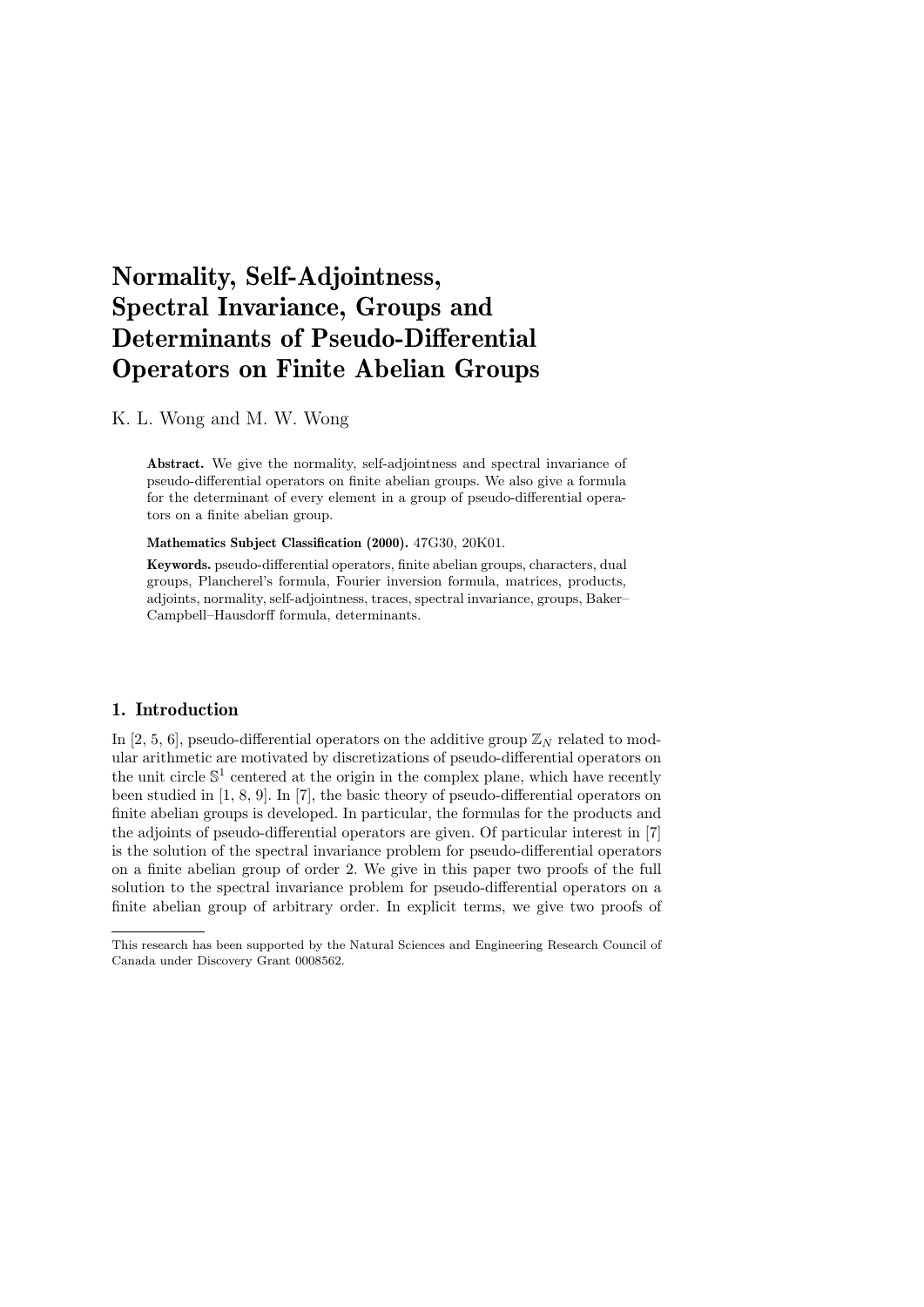# Normality, Self-Adjointness, Spectral Invariance, Groups and Determinants of Pseudo-Differential Operators on Finite Abelian Groups

K. L. Wong and M. W. Wong

**Abstract.** We give the normality, self-adjointness and spectral invariance of pseudo-differential operators on finite abelian groups. We also give a formula for the determinant of every element in a group of pseudo-differential operators on a finite abelian group.

**Mathematics Subject Classification (2000).** 47G30, 20K01.

**Keywords.** pseudo-differential operators, finite abelian groups, characters, dual groups, Plancherel's formula, Fourier inversion formula, matrices, products, adjoints, normality, self-adjointness, traces, spectral invariance, groups, Baker–Campbell–Hausdorff formula, determinants.

## 1. Introduction

In [2, 5, 6], pseudo-differential operators on the additive group $\mathbb{Z}_N$ related to modular arithmetic are motivated by discretizations of pseudo-differential operators on the unit circle $\mathbb{S}^1$ centered at the origin in the complex plane, which have recently been studied in [1, 8, 9]. In [7], the basic theory of pseudo-differential operators on finite abelian groups is developed. In particular, the formulas for the products and the adjoints of pseudo-differential operators are given. Of particular interest in [7] is the solution of the spectral invariance problem for pseudo-differential operators on a finite abelian group of order 2. We give in this paper two proofs of the full solution to the spectral invariance problem for pseudo-differential operators on a finite abelian group of arbitrary order. In explicit terms, we give two proofs of

This research has been supported by the Natural Sciences and Engineering Research Council of Canada under Discovery Grant 0008562.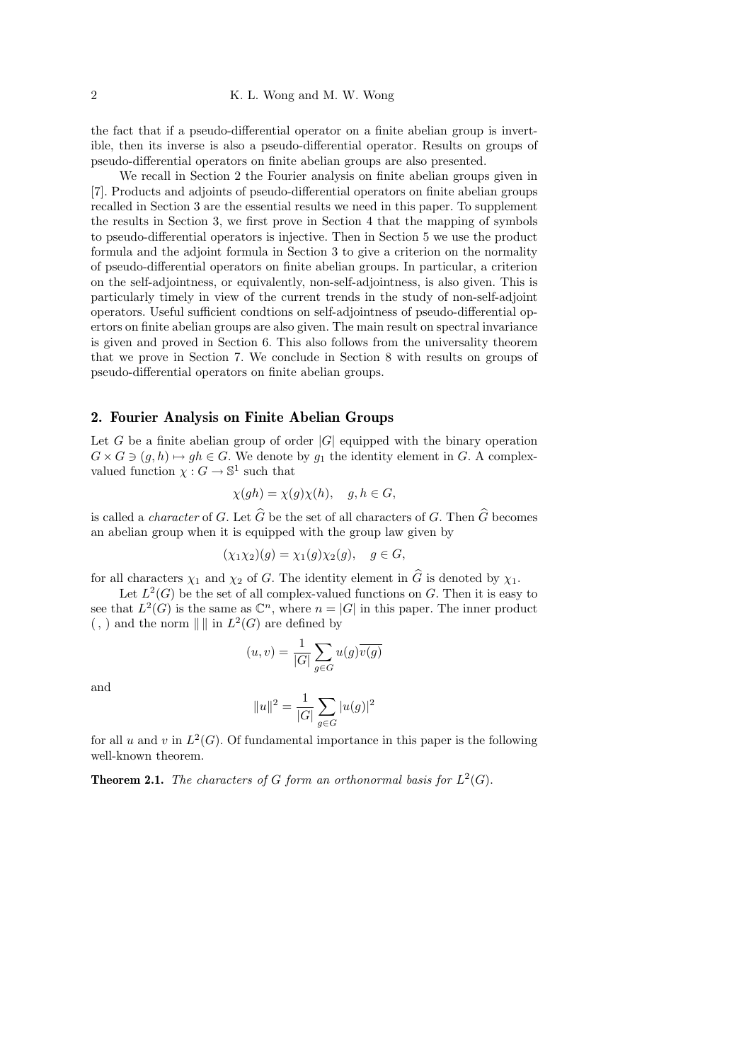the fact that if a pseudo-differential operator on a finite abelian group is invertible, then its inverse is also a pseudo-differential operator. Results on groups of pseudo-differential operators on finite abelian groups are also presented.

We recall in Section 2 the Fourier analysis on finite abelian groups given in [7]. Products and adjoints of pseudo-differential operators on finite abelian groups recalled in Section 3 are the essential results we need in this paper. To supplement the results in Section 3, we first prove in Section 4 that the mapping of symbols to pseudo-differential operators is injective. Then in Section 5 we use the product formula and the adjoint formula in Section 3 to give a criterion on the normality of pseudo-differential operators on finite abelian groups. In particular, a criterion on the self-adjointness, or equivalently, non-self-adjointness, is also given. This is particularly timely in view of the current trends in the study of non-self-adjoint operators. Useful sufficient condtions on self-adjointness of pseudo-differential operators on finite abelian groups are also given. The main result on spectral invariance is given and proved in Section 6. This also follows from the universality theorem that we prove in Section 7. We conclude in Section 8 with results on groups of pseudo-differential operators on finite abelian groups.

## 2. Fourier Analysis on Finite Abelian Groups

Let $G$ be a finite abelian group of order $|G|$ equipped with the binary operation $G \times G \ni (g, h) \mapsto gh \in G$. We denote by $g_1$ the identity element in $G$. A complex-valued function $\chi : G \to \mathbb{S}^1$ such that

$$\chi(gh) = \chi(g)\chi(h), \quad g, h \in G,$$

is called a *character* of $G$. Let $\widehat{G}$ be the set of all characters of $G$. Then $\widehat{G}$ becomes an abelian group when it is equipped with the group law given by

$$(\chi_1 \chi_2)(g) = \chi_1(g)\chi_2(g), \quad g \in G,$$

for all characters $\chi_1$ and $\chi_2$ of $G$. The identity element in $\widehat{G}$ is denoted by $\chi_1$.

Let $L^2(G)$ be the set of all complex-valued functions on $G$. Then it is easy to see that $L^2(G)$ is the same as $\mathbb{C}^n$, where $n = |G|$ in this paper. The inner product $(\, ,\, )$ and the norm $\| \, \|$ in $L^2(G)$ are defined by

$$(u, v) = \frac{1}{|G|} \sum_{g \in G} u(g)\overline{v(g)}$$

and

$$\|u\|^2 = \frac{1}{|G|} \sum_{g \in G} |u(g)|^2$$

for all $u$ and $v$ in $L^2(G)$. Of fundamental importance in this paper is the following well-known theorem.

**Theorem 2.1.** *The characters of $G$ form an orthonormal basis for $L^2(G)$.*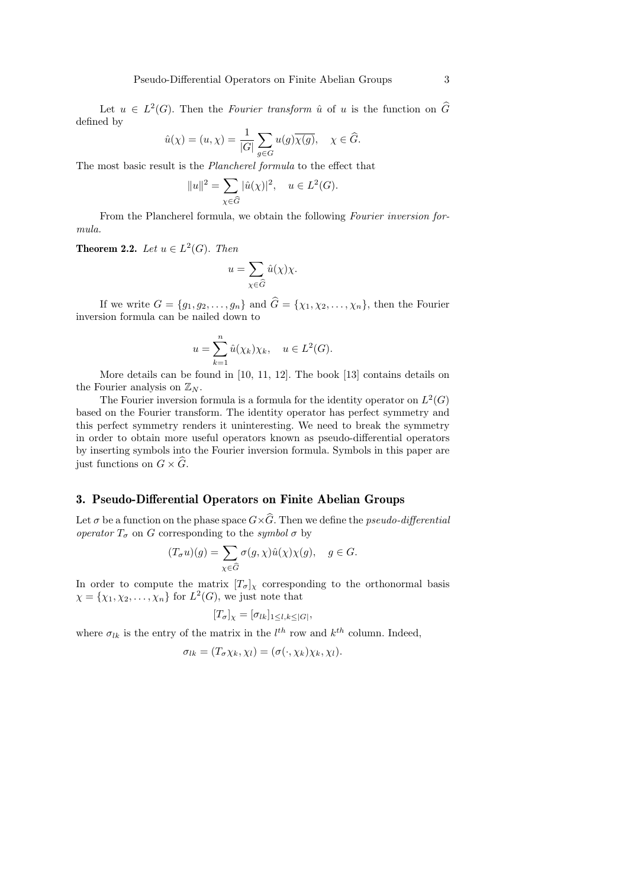Let $u \in L^2(G)$. Then the *Fourier transform* $\hat{u}$ of $u$ is the function on $\widehat{G}$ defined by

$$\hat{u}(\chi) = (u, \chi) = \frac{1}{|G|} \sum_{g \in G} u(g)\overline{\chi(g)}, \quad \chi \in \widehat{G}.$$

The most basic result is the *Plancherel formula* to the effect that

$$\|u\|^2 = \sum_{\chi \in \widehat{G}} |\hat{u}(\chi)|^2, \quad u \in L^2(G).$$

From the Plancherel formula, we obtain the following *Fourier inversion formula.*

**Theorem 2.2.** *Let $u \in L^2(G)$. Then*

$$u = \sum_{\chi \in \widehat{G}} \hat{u}(\chi)\chi.$$

If we write $G = \{g_1, g_2, \ldots, g_n\}$ and $\widehat{G} = \{\chi_1, \chi_2, \ldots, \chi_n\}$, then the Fourier inversion formula can be nailed down to

$$u = \sum_{k=1}^{n} \hat{u}(\chi_k)\chi_k, \quad u \in L^2(G).$$

More details can be found in [10, 11, 12]. The book [13] contains details on the Fourier analysis on $\mathbb{Z}_N$.

The Fourier inversion formula is a formula for the identity operator on $L^2(G)$ based on the Fourier transform. The identity operator has perfect symmetry and this perfect symmetry renders it uninteresting. We need to break the symmetry in order to obtain more useful operators known as pseudo-differential operators by inserting symbols into the Fourier inversion formula. Symbols in this paper are just functions on $G \times \widehat{G}$.

## 3. Pseudo-Differential Operators on Finite Abelian Groups

Let $\sigma$ be a function on the phase space $G \times \widehat{G}$. Then we define the *pseudo-differential operator* $T_\sigma$ on $G$ corresponding to the *symbol* $\sigma$ by

$$(T_\sigma u)(g) = \sum_{\chi \in \widehat{G}} \sigma(g, \chi)\hat{u}(\chi)\chi(g), \quad g \in G.$$

In order to compute the matrix $[T_\sigma]_\chi$ corresponding to the orthonormal basis $\chi = \{\chi_1, \chi_2, \ldots, \chi_n\}$ for $L^2(G)$, we just note that

$$[T_\sigma]_\chi = [\sigma_{lk}]_{1 \le l,k \le |G|},$$

where $\sigma_{lk}$ is the entry of the matrix in the $l^{th}$ row and $k^{th}$ column. Indeed,

$$\sigma_{lk} = (T_\sigma \chi_k, \chi_l) = (\sigma(\cdot, \chi_k)\chi_k, \chi_l).$$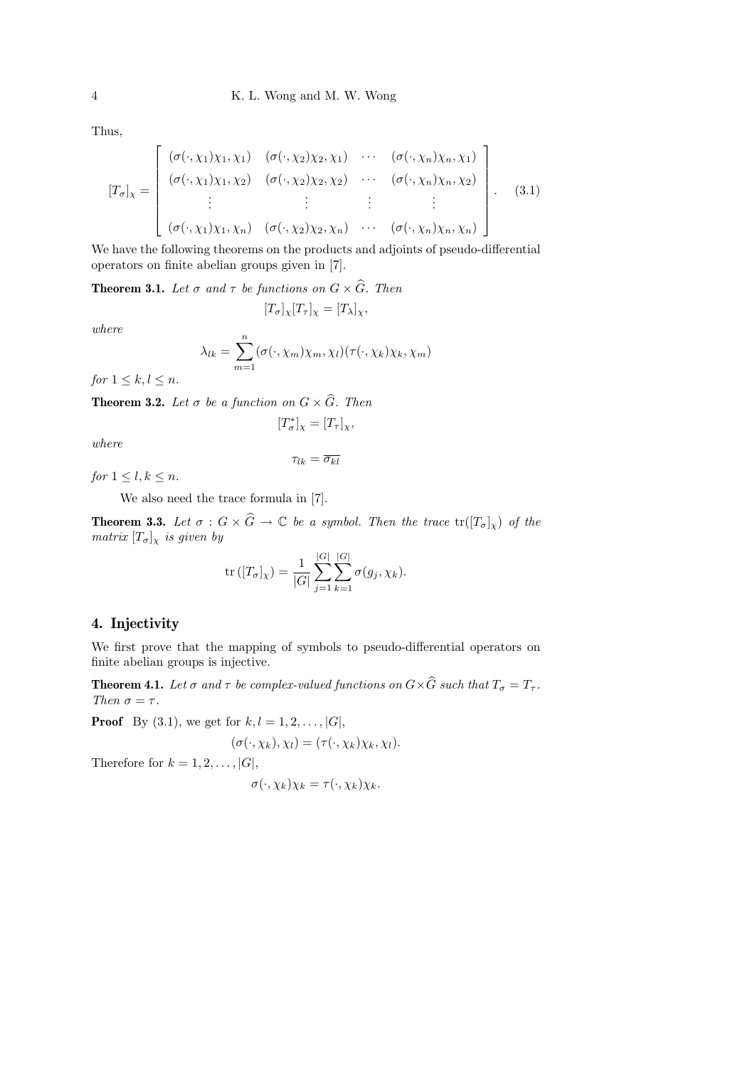Thus,

$$
[T_\sigma]_\chi = \begin{bmatrix} (\sigma(\cdot,\chi_1)\chi_1,\chi_1) & (\sigma(\cdot,\chi_2)\chi_2,\chi_1) & \cdots & (\sigma(\cdot,\chi_n)\chi_n,\chi_1) \\ (\sigma(\cdot,\chi_1)\chi_1,\chi_2) & (\sigma(\cdot,\chi_2)\chi_2,\chi_2) & \cdots & (\sigma(\cdot,\chi_n)\chi_n,\chi_2) \\ \vdots & \vdots & \vdots & \vdots \\ (\sigma(\cdot,\chi_1)\chi_1,\chi_n) & (\sigma(\cdot,\chi_2)\chi_2,\chi_n) & \cdots & (\sigma(\cdot,\chi_n)\chi_n,\chi_n) \end{bmatrix}. \tag{3.1}
$$

We have the following theorems on the products and adjoints of pseudo-differential operators on finite abelian groups given in [7].

**Theorem 3.1.** *Let $\sigma$ and $\tau$ be functions on $G \times \widehat{G}$. Then*

$$
[T_\sigma]_\chi [T_\tau]_\chi = [T_\lambda]_\chi,
$$

*where*

$$
\lambda_{lk} = \sum_{m=1}^{n} (\sigma(\cdot,\chi_m)\chi_m,\chi_l)(\tau(\cdot,\chi_k)\chi_k,\chi_m)
$$

*for $1 \le k, l \le n$.*

**Theorem 3.2.** *Let $\sigma$ be a function on $G \times \widehat{G}$. Then*

$$
[T_\sigma^*]_\chi = [T_\tau]_\chi,
$$

*where*

$$
\tau_{lk} = \overline{\sigma_{kl}}
$$

*for $1 \le l, k \le n$.*

We also need the trace formula in [7].

**Theorem 3.3.** *Let $\sigma : G \times \widehat{G} \to \mathbb{C}$ be a symbol. Then the trace $\operatorname{tr}([T_\sigma]_\chi)$ of the matrix $[T_\sigma]_\chi$ is given by*

$$
\operatorname{tr}\left([T_\sigma]_\chi\right) = \frac{1}{|G|} \sum_{j=1}^{|G|} \sum_{k=1}^{|G|} \sigma(g_j, \chi_k).
$$

## 4. Injectivity

We first prove that the mapping of symbols to pseudo-differential operators on finite abelian groups is injective.

**Theorem 4.1.** *Let $\sigma$ and $\tau$ be complex-valued functions on $G \times \widehat{G}$ such that $T_\sigma = T_\tau$. Then $\sigma = \tau$.*

**Proof** By (3.1), we get for $k, l = 1, 2, \ldots, |G|$,

$$
(\sigma(\cdot,\chi_k),\chi_l) = (\tau(\cdot,\chi_k)\chi_k,\chi_l).
$$

Therefore for $k = 1, 2, \ldots, |G|$,

$$
\sigma(\cdot,\chi_k)\chi_k = \tau(\cdot,\chi_k)\chi_k.
$$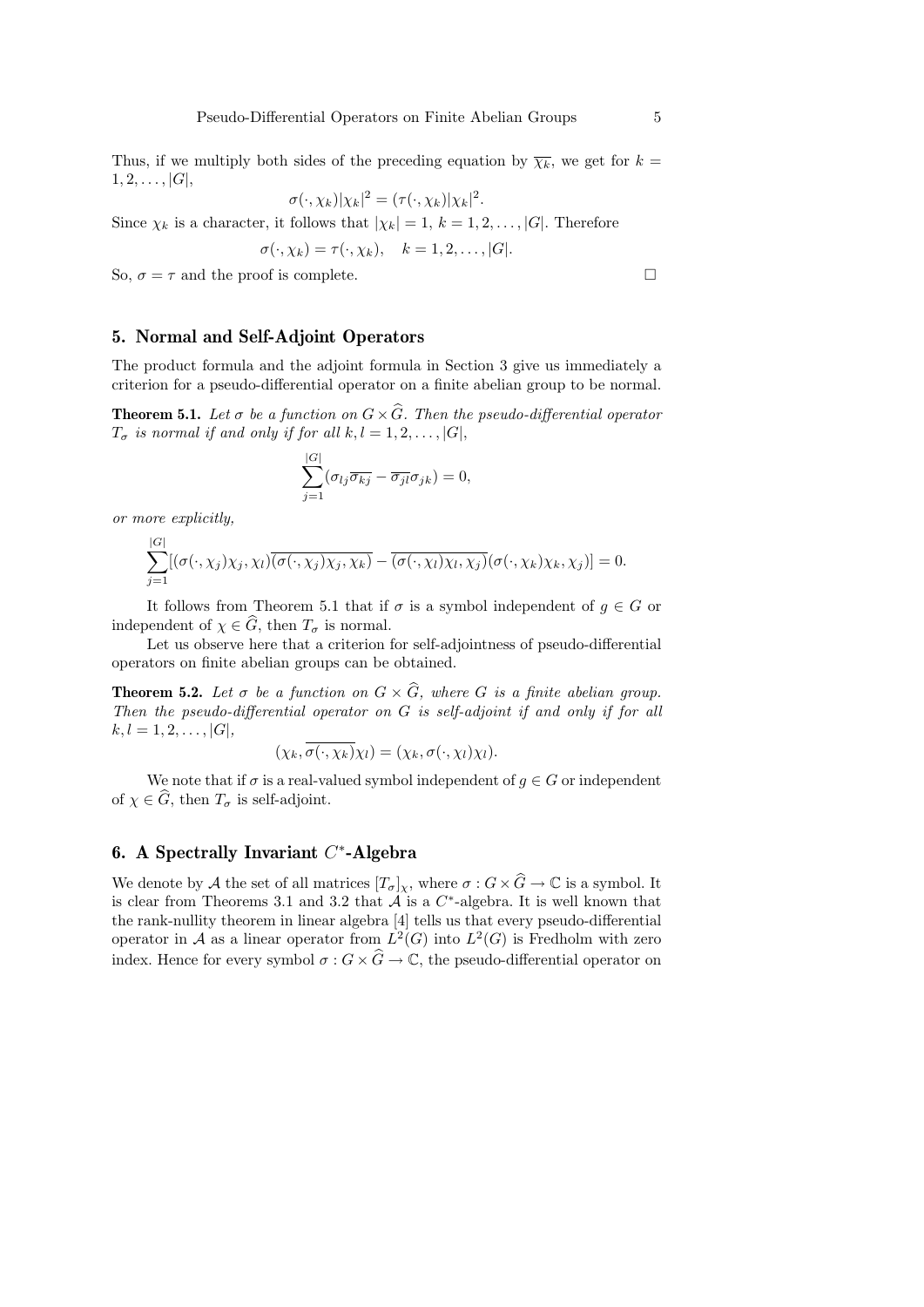Thus, if we multiply both sides of the preceding equation by $\overline{\chi_k}$, we get for $k = 1, 2, \ldots, |G|$,

$$\sigma(\cdot, \chi_k)|\chi_k|^2 = (\tau(\cdot, \chi_k)|\chi_k|^2.$$

Since $\chi_k$ is a character, it follows that $|\chi_k| = 1$, $k = 1, 2, \ldots, |G|$. Therefore

$$\sigma(\cdot, \chi_k) = \tau(\cdot, \chi_k), \quad k = 1, 2, \ldots, |G|.$$

So, $\sigma = \tau$ and the proof is complete. □

## 5. Normal and Self-Adjoint Operators

The product formula and the adjoint formula in Section 3 give us immediately a criterion for a pseudo-differential operator on a finite abelian group to be normal.

**Theorem 5.1.** *Let $\sigma$ be a function on $G \times \widehat{G}$. Then the pseudo-differential operator $T_\sigma$ is normal if and only if for all $k, l = 1, 2, \ldots, |G|$,*

$$\sum_{j=1}^{|G|} (\sigma_{lj}\overline{\sigma_{kj}} - \overline{\sigma_{jl}}\sigma_{jk}) = 0,$$

*or more explicitly,*

$$\sum_{j=1}^{|G|} [(\sigma(\cdot, \chi_j)\chi_j, \chi_l)\overline{(\sigma(\cdot, \chi_j)\chi_j, \chi_k)} - \overline{(\sigma(\cdot, \chi_l)\chi_l, \chi_j)}(\sigma(\cdot, \chi_k)\chi_k, \chi_j)] = 0.$$

It follows from Theorem 5.1 that if $\sigma$ is a symbol independent of $g \in G$ or independent of $\chi \in \widehat{G}$, then $T_\sigma$ is normal.

Let us observe here that a criterion for self-adjointness of pseudo-differential operators on finite abelian groups can be obtained.

**Theorem 5.2.** *Let $\sigma$ be a function on $G \times \widehat{G}$, where $G$ is a finite abelian group. Then the pseudo-differential operator on $G$ is self-adjoint if and only if for all $k, l = 1, 2, \ldots, |G|$,*

$$(\chi_k, \overline{\sigma(\cdot, \chi_k)}\chi_l) = (\chi_k, \sigma(\cdot, \chi_l)\chi_l).$$

We note that if $\sigma$ is a real-valued symbol independent of $g \in G$ or independent of $\chi \in \widehat{G}$, then $T_\sigma$ is self-adjoint.

## 6. A Spectrally Invariant $C^*$-Algebra

We denote by $\mathcal{A}$ the set of all matrices $[T_\sigma]_\chi$, where $\sigma : G \times \widehat{G} \to \mathbb{C}$ is a symbol. It is clear from Theorems 3.1 and 3.2 that $\mathcal{A}$ is a $C^*$-algebra. It is well known that the rank-nullity theorem in linear algebra [4] tells us that every pseudo-differential operator in $\mathcal{A}$ as a linear operator from $L^2(G)$ into $L^2(G)$ is Fredholm with zero index. Hence for every symbol $\sigma : G \times \widehat{G} \to \mathbb{C}$, the pseudo-differential operator on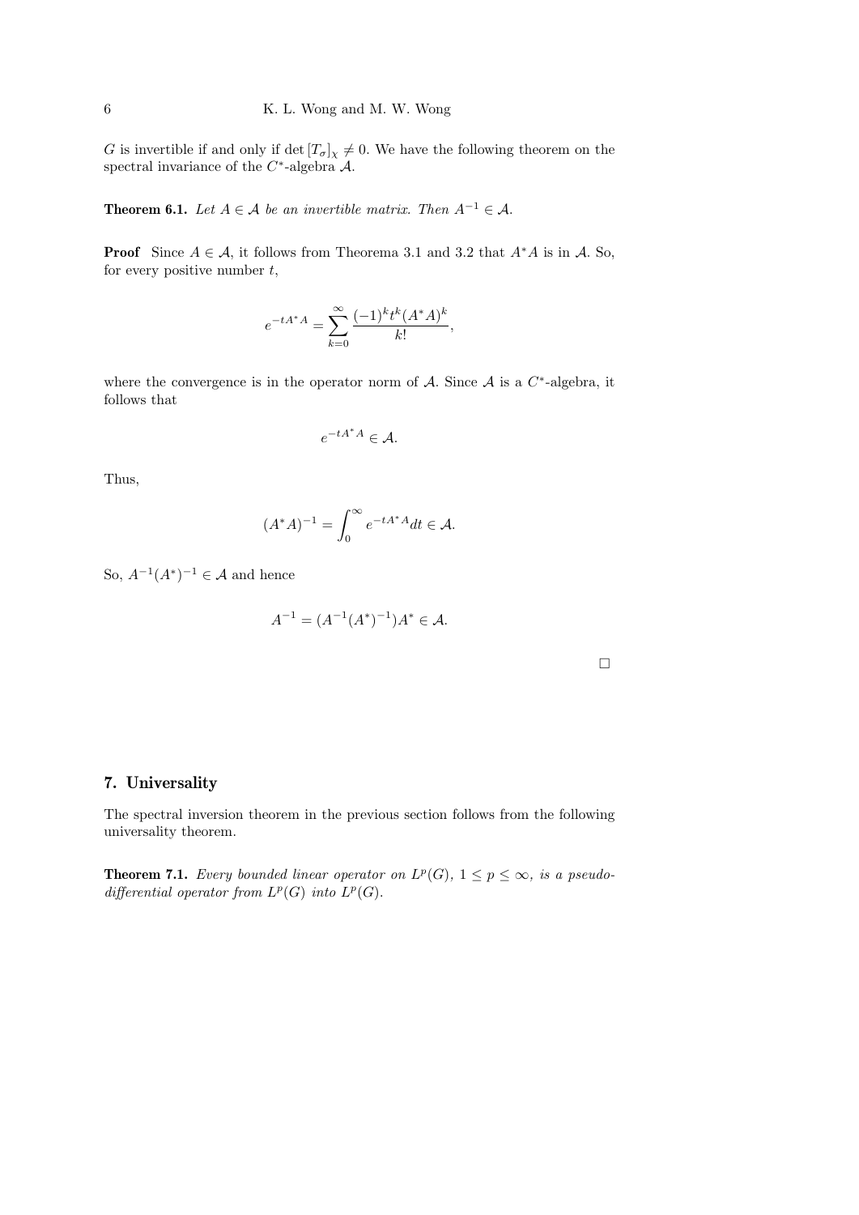$G$ is invertible if and only if $\det [T_\sigma]_\chi \neq 0$. We have the following theorem on the spectral invariance of the $C^*$-algebra $\mathcal{A}$.

**Theorem 6.1.** *Let $A \in \mathcal{A}$ be an invertible matrix. Then $A^{-1} \in \mathcal{A}$.*

**Proof** Since $A \in \mathcal{A}$, it follows from Theorema 3.1 and 3.2 that $A^*A$ is in $\mathcal{A}$. So, for every positive number $t$,

$$e^{-tA^*A} = \sum_{k=0}^{\infty} \frac{(-1)^k t^k (A^*A)^k}{k!},$$

where the convergence is in the operator norm of $\mathcal{A}$. Since $\mathcal{A}$ is a $C^*$-algebra, it follows that

$$e^{-tA^*A} \in \mathcal{A}.$$

Thus,

$$(A^*A)^{-1} = \int_0^\infty e^{-tA^*A} dt \in \mathcal{A}.$$

So, $A^{-1}(A^*)^{-1} \in \mathcal{A}$ and hence

$$A^{-1} = (A^{-1}(A^*)^{-1})A^* \in \mathcal{A}.$$

□

## 7. Universality

The spectral inversion theorem in the previous section follows from the following universality theorem.

**Theorem 7.1.** *Every bounded linear operator on $L^p(G)$, $1 \leq p \leq \infty$, is a pseudo-differential operator from $L^p(G)$ into $L^p(G)$.*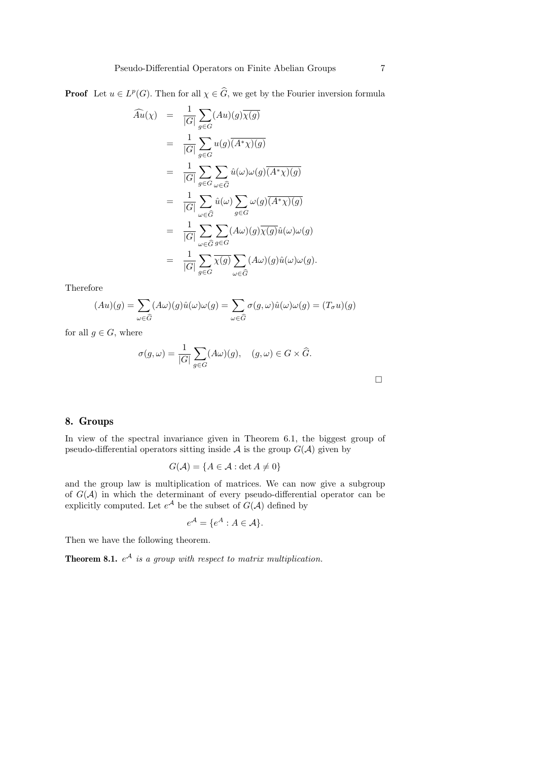**Proof** Let $u \in L^p(G)$. Then for all $\chi \in \widehat{G}$, we get by the Fourier inversion formula

$$
\begin{aligned}
\widehat{Au}(\chi) &= \frac{1}{|G|}\sum_{g\in G}(Au)(g)\overline{\chi(g)} \\
&= \frac{1}{|G|}\sum_{g\in G}u(g)\overline{(A^*\chi)(g)} \\
&= \frac{1}{|G|}\sum_{g\in G}\sum_{\omega\in\widehat{G}}\hat{u}(\omega)\omega(g)\overline{(A^*\chi)(g)} \\
&= \frac{1}{|G|}\sum_{\omega\in\widehat{G}}\hat{u}(\omega)\sum_{g\in G}\omega(g)\overline{(A^*\chi)(g)} \\
&= \frac{1}{|G|}\sum_{\omega\in\widehat{G}}\sum_{g\in G}(A\omega)(g)\overline{\chi(g)}\hat{u}(\omega)\omega(g) \\
&= \frac{1}{|G|}\sum_{g\in G}\overline{\chi(g)}\sum_{\omega\in\widehat{G}}(A\omega)(g)\hat{u}(\omega)\omega(g).
\end{aligned}
$$

Therefore

$$
(Au)(g) = \sum_{\omega\in\widehat{G}}(A\omega)(g)\hat{u}(\omega)\omega(g) = \sum_{\omega\in\widehat{G}}\sigma(g,\omega)\hat{u}(\omega)\omega(g) = (T_\sigma u)(g)
$$

for all $g \in G$, where

$$
\sigma(g,\omega) = \frac{1}{|G|}\sum_{g\in G}(A\omega)(g), \quad (g,\omega)\in G\times\widehat{G}.
$$

□

## 8. Groups

In view of the spectral invariance given in Theorem 6.1, the biggest group of pseudo-differential operators sitting inside $\mathcal{A}$ is the group $G(\mathcal{A})$ given by

$$
G(\mathcal{A}) = \{A \in \mathcal{A} : \det A \neq 0\}
$$

and the group law is multiplication of matrices. We can now give a subgroup of $G(\mathcal{A})$ in which the determinant of every pseudo-differential operator can be explicitly computed. Let $e^{\mathcal{A}}$ be the subset of $G(\mathcal{A})$ defined by

$$
e^{\mathcal{A}} = \{e^A : A \in \mathcal{A}\}.
$$

Then we have the following theorem.

**Theorem 8.1.** *$e^{\mathcal{A}}$ is a group with respect to matrix multiplication.*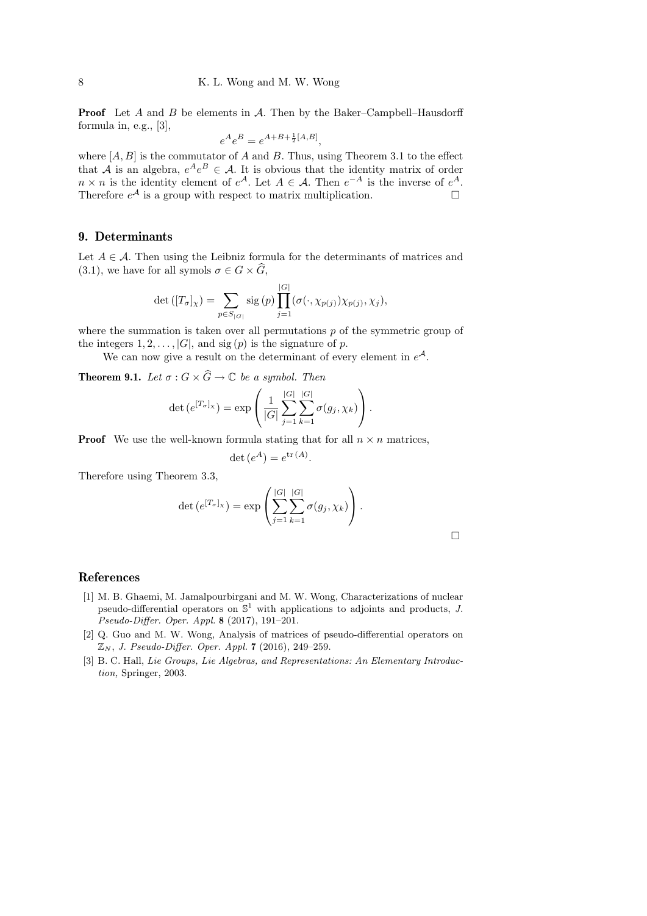**Proof** Let $A$ and $B$ be elements in $\mathcal{A}$. Then by the Baker–Campbell–Hausdorff formula in, e.g., [3],

$$e^A e^B = e^{A+B+\frac{1}{2}[A,B]},$$

where $[A,B]$ is the commutator of $A$ and $B$. Thus, using Theorem 3.1 to the effect that $\mathcal{A}$ is an algebra, $e^A e^B \in \mathcal{A}$. It is obvious that the identity matrix of order $n \times n$ is the identity element of $e^{\mathcal{A}}$. Let $A \in \mathcal{A}$. Then $e^{-A}$ is the inverse of $e^A$. Therefore $e^{\mathcal{A}}$ is a group with respect to matrix multiplication. $\square$

## 9. Determinants

Let $A \in \mathcal{A}$. Then using the Leibniz formula for the determinants of matrices and (3.1), we have for all symols $\sigma \in G \times \widehat{G}$,

$$\det([T_\sigma]_\chi) = \sum_{p \in S_{|G|}} \mathrm{sig}\,(p) \prod_{j=1}^{|G|} (\sigma(\cdot, \chi_{p(j)})\chi_{p(j)}, \chi_j),$$

where the summation is taken over all permutations $p$ of the symmetric group of the integers $1, 2, \ldots, |G|$, and $\mathrm{sig}\,(p)$ is the signature of $p$.

We can now give a result on the determinant of every element in $e^{\mathcal{A}}$.

**Theorem 9.1.** *Let $\sigma : G \times \widehat{G} \to \mathbb{C}$ be a symbol. Then*

$$\det(e^{[T_\sigma]_\chi}) = \exp\left(\frac{1}{|G|} \sum_{j=1}^{|G|} \sum_{k=1}^{|G|} \sigma(g_j, \chi_k)\right).$$

**Proof** We use the well-known formula stating that for all $n \times n$ matrices,

$$\det(e^A) = e^{\mathrm{tr}\,(A)}.$$

Therefore using Theorem 3.3,

$$\det(e^{[T_\sigma]_\chi}) = \exp\left(\sum_{j=1}^{|G|} \sum_{k=1}^{|G|} \sigma(g_j, \chi_k)\right).$$

$\square$

## References

[1] M. B. Ghaemi, M. Jamalpourbirgani and M. W. Wong, Characterizations of nuclear pseudo-differential operators on $\mathbb{S}^1$ with applications to adjoints and products, *J. Pseudo-Differ. Oper. Appl.* **8** (2017), 191–201.

[2] Q. Guo and M. W. Wong, Analysis of matrices of pseudo-differential operators on $\mathbb{Z}_N$, *J. Pseudo-Differ. Oper. Appl.* **7** (2016), 249–259.

[3] B. C. Hall, *Lie Groups, Lie Algebras, and Representations: An Elementary Introduction,* Springer, 2003.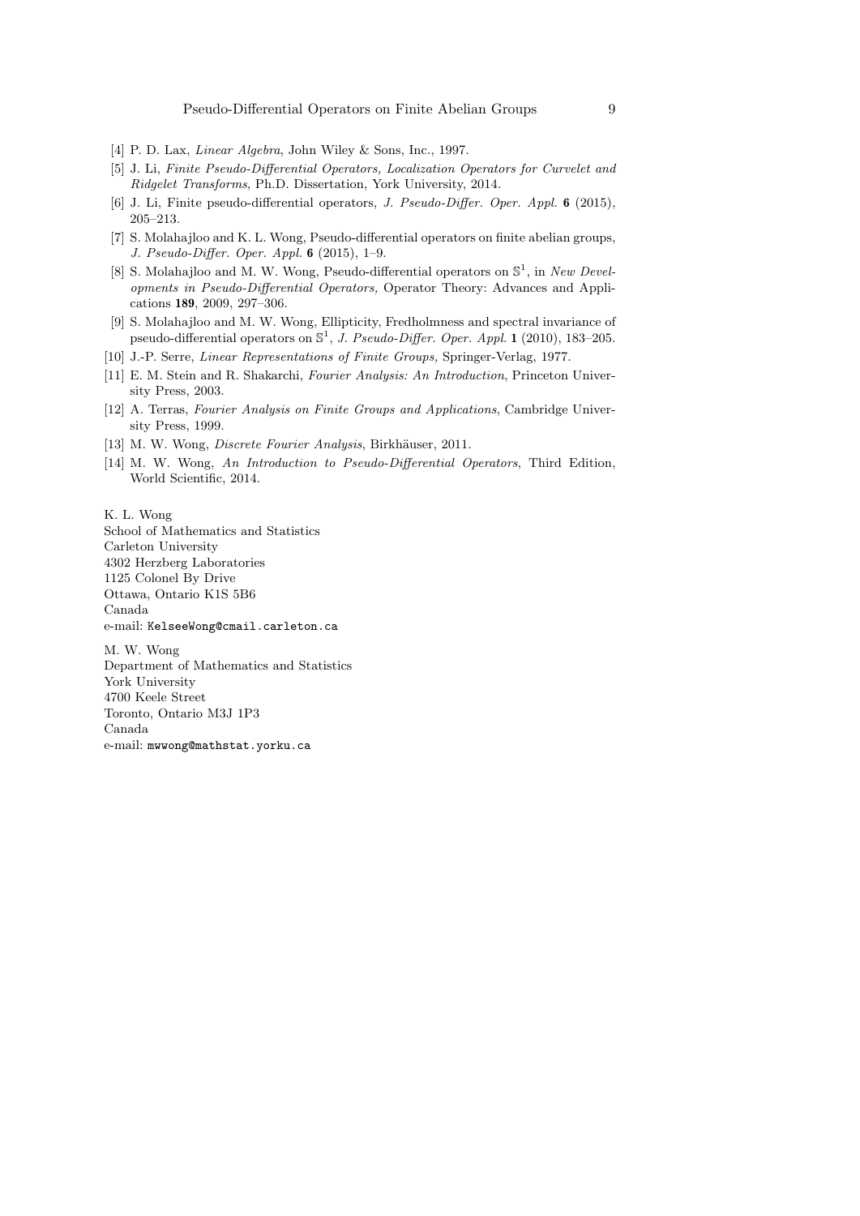[4] P. D. Lax, *Linear Algebra*, John Wiley & Sons, Inc., 1997.

[5] J. Li, *Finite Pseudo-Differential Operators, Localization Operators for Curvelet and Ridgelet Transforms*, Ph.D. Dissertation, York University, 2014.

[6] J. Li, Finite pseudo-differential operators, *J. Pseudo-Differ. Oper. Appl.* **6** (2015), 205–213.

[7] S. Molahajloo and K. L. Wong, Pseudo-differential operators on finite abelian groups, *J. Pseudo-Differ. Oper. Appl.* **6** (2015), 1–9.

[8] S. Molahajloo and M. W. Wong, Pseudo-differential operators on $\mathbb{S}^1$, in *New Developments in Pseudo-Differential Operators,* Operator Theory: Advances and Applications **189**, 2009, 297–306.

[9] S. Molahajloo and M. W. Wong, Ellipticity, Fredholmness and spectral invariance of pseudo-differential operators on $\mathbb{S}^1$, *J. Pseudo-Differ. Oper. Appl.* **1** (2010), 183–205.

[10] J.-P. Serre, *Linear Representations of Finite Groups,* Springer-Verlag, 1977.

[11] E. M. Stein and R. Shakarchi, *Fourier Analysis: An Introduction*, Princeton University Press, 2003.

[12] A. Terras, *Fourier Analysis on Finite Groups and Applications*, Cambridge University Press, 1999.

[13] M. W. Wong, *Discrete Fourier Analysis*, Birkhäuser, 2011.

[14] M. W. Wong, *An Introduction to Pseudo-Differential Operators*, Third Edition, World Scientific, 2014.

K. L. Wong
School of Mathematics and Statistics
Carleton University
4302 Herzberg Laboratories
1125 Colonel By Drive
Ottawa, Ontario K1S 5B6
Canada
e-mail: KelseeWong@cmail.carleton.ca

M. W. Wong
Department of Mathematics and Statistics
York University
4700 Keele Street
Toronto, Ontario M3J 1P3
Canada
e-mail: mwwong@mathstat.yorku.ca